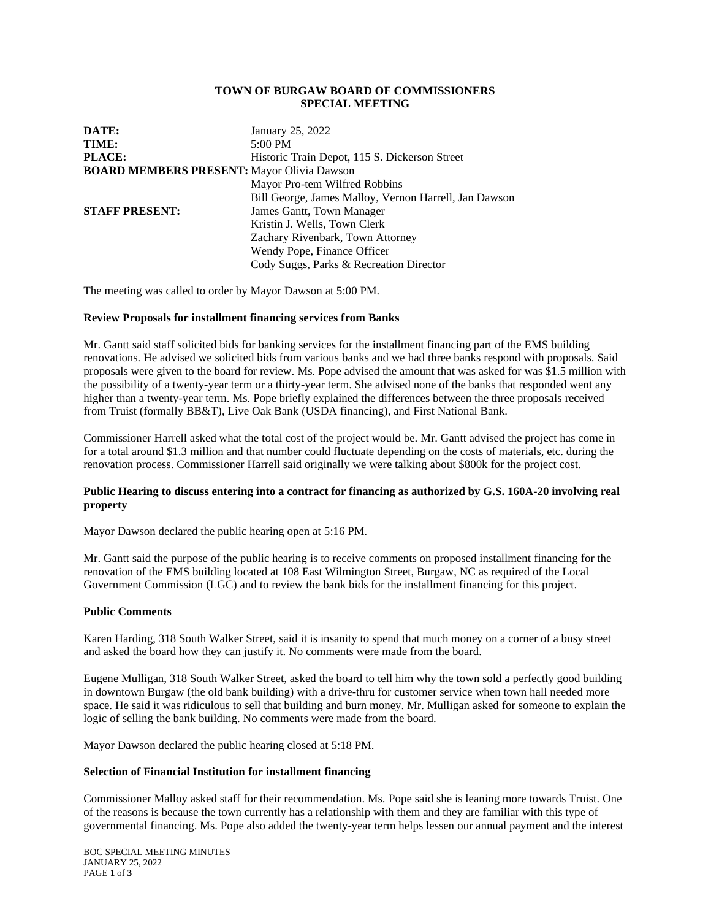**TOWN OF BURGAW BOARD OF COMMISSIONERS**
**SPECIAL MEETING**

**DATE:** January 25, 2022
**TIME:** 5:00 PM
**PLACE:** Historic Train Depot, 115 S. Dickerson Street
**BOARD MEMBERS PRESENT:** Mayor Olivia Dawson
Mayor Pro-tem Wilfred Robbins
Bill George, James Malloy, Vernon Harrell, Jan Dawson
**STAFF PRESENT:** James Gantt, Town Manager
Kristin J. Wells, Town Clerk
Zachary Rivenbark, Town Attorney
Wendy Pope, Finance Officer
Cody Suggs, Parks & Recreation Director

The meeting was called to order by Mayor Dawson at 5:00 PM.

**Review Proposals for installment financing services from Banks**

Mr. Gantt said staff solicited bids for banking services for the installment financing part of the EMS building renovations. He advised we solicited bids from various banks and we had three banks respond with proposals. Said proposals were given to the board for review. Ms. Pope advised the amount that was asked for was $1.5 million with the possibility of a twenty-year term or a thirty-year term. She advised none of the banks that responded went any higher than a twenty-year term. Ms. Pope briefly explained the differences between the three proposals received from Truist (formally BB&T), Live Oak Bank (USDA financing), and First National Bank.

Commissioner Harrell asked what the total cost of the project would be. Mr. Gantt advised the project has come in for a total around $1.3 million and that number could fluctuate depending on the costs of materials, etc. during the renovation process. Commissioner Harrell said originally we were talking about $800k for the project cost.

**Public Hearing to discuss entering into a contract for financing as authorized by G.S. 160A-20 involving real property**

Mayor Dawson declared the public hearing open at 5:16 PM.

Mr. Gantt said the purpose of the public hearing is to receive comments on proposed installment financing for the renovation of the EMS building located at 108 East Wilmington Street, Burgaw, NC as required of the Local Government Commission (LGC) and to review the bank bids for the installment financing for this project.

**Public Comments**

Karen Harding, 318 South Walker Street, said it is insanity to spend that much money on a corner of a busy street and asked the board how they can justify it. No comments were made from the board.

Eugene Mulligan, 318 South Walker Street, asked the board to tell him why the town sold a perfectly good building in downtown Burgaw (the old bank building) with a drive-thru for customer service when town hall needed more space. He said it was ridiculous to sell that building and burn money. Mr. Mulligan asked for someone to explain the logic of selling the bank building. No comments were made from the board.

Mayor Dawson declared the public hearing closed at 5:18 PM.

**Selection of Financial Institution for installment financing**

Commissioner Malloy asked staff for their recommendation. Ms. Pope said she is leaning more towards Truist. One of the reasons is because the town currently has a relationship with them and they are familiar with this type of governmental financing. Ms. Pope also added the twenty-year term helps lessen our annual payment and the interest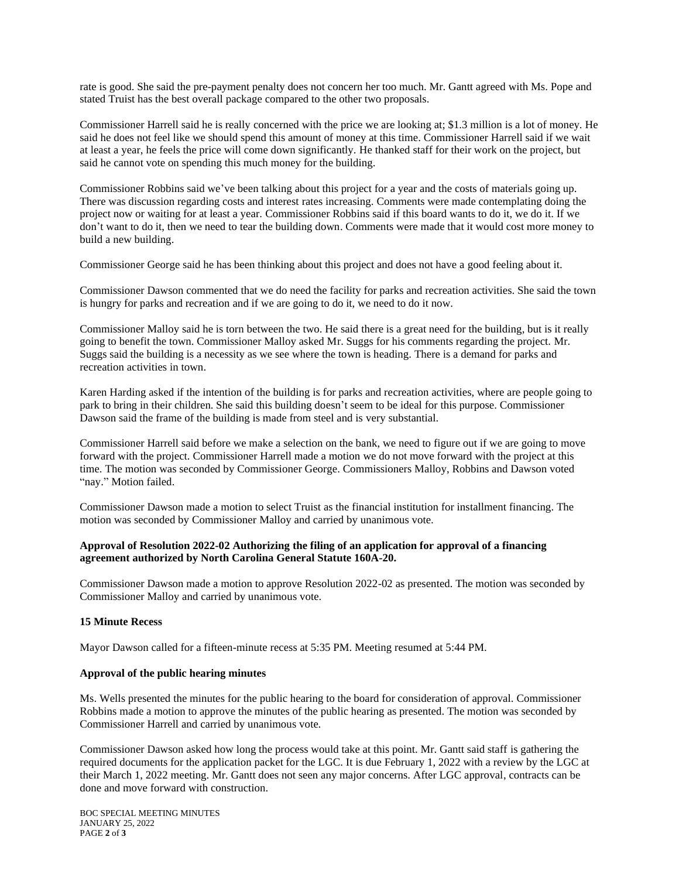rate is good. She said the pre-payment penalty does not concern her too much. Mr. Gantt agreed with Ms. Pope and stated Truist has the best overall package compared to the other two proposals.

Commissioner Harrell said he is really concerned with the price we are looking at; $1.3 million is a lot of money. He said he does not feel like we should spend this amount of money at this time. Commissioner Harrell said if we wait at least a year, he feels the price will come down significantly. He thanked staff for their work on the project, but said he cannot vote on spending this much money for the building.

Commissioner Robbins said we've been talking about this project for a year and the costs of materials going up. There was discussion regarding costs and interest rates increasing. Comments were made contemplating doing the project now or waiting for at least a year. Commissioner Robbins said if this board wants to do it, we do it. If we don't want to do it, then we need to tear the building down. Comments were made that it would cost more money to build a new building.

Commissioner George said he has been thinking about this project and does not have a good feeling about it.

Commissioner Dawson commented that we do need the facility for parks and recreation activities. She said the town is hungry for parks and recreation and if we are going to do it, we need to do it now.

Commissioner Malloy said he is torn between the two. He said there is a great need for the building, but is it really going to benefit the town. Commissioner Malloy asked Mr. Suggs for his comments regarding the project. Mr. Suggs said the building is a necessity as we see where the town is heading. There is a demand for parks and recreation activities in town.

Karen Harding asked if the intention of the building is for parks and recreation activities, where are people going to park to bring in their children. She said this building doesn't seem to be ideal for this purpose. Commissioner Dawson said the frame of the building is made from steel and is very substantial.

Commissioner Harrell said before we make a selection on the bank, we need to figure out if we are going to move forward with the project. Commissioner Harrell made a motion we do not move forward with the project at this time. The motion was seconded by Commissioner George. Commissioners Malloy, Robbins and Dawson voted "nay." Motion failed.

Commissioner Dawson made a motion to select Truist as the financial institution for installment financing. The motion was seconded by Commissioner Malloy and carried by unanimous vote.

**Approval of Resolution 2022-02 Authorizing the filing of an application for approval of a financing agreement authorized by North Carolina General Statute 160A-20.**

Commissioner Dawson made a motion to approve Resolution 2022-02 as presented. The motion was seconded by Commissioner Malloy and carried by unanimous vote.

**15 Minute Recess**

Mayor Dawson called for a fifteen-minute recess at 5:35 PM. Meeting resumed at 5:44 PM.

**Approval of the public hearing minutes**

Ms. Wells presented the minutes for the public hearing to the board for consideration of approval. Commissioner Robbins made a motion to approve the minutes of the public hearing as presented. The motion was seconded by Commissioner Harrell and carried by unanimous vote.

Commissioner Dawson asked how long the process would take at this point. Mr. Gantt said staff is gathering the required documents for the application packet for the LGC. It is due February 1, 2022 with a review by the LGC at their March 1, 2022 meeting. Mr. Gantt does not seen any major concerns. After LGC approval, contracts can be done and move forward with construction.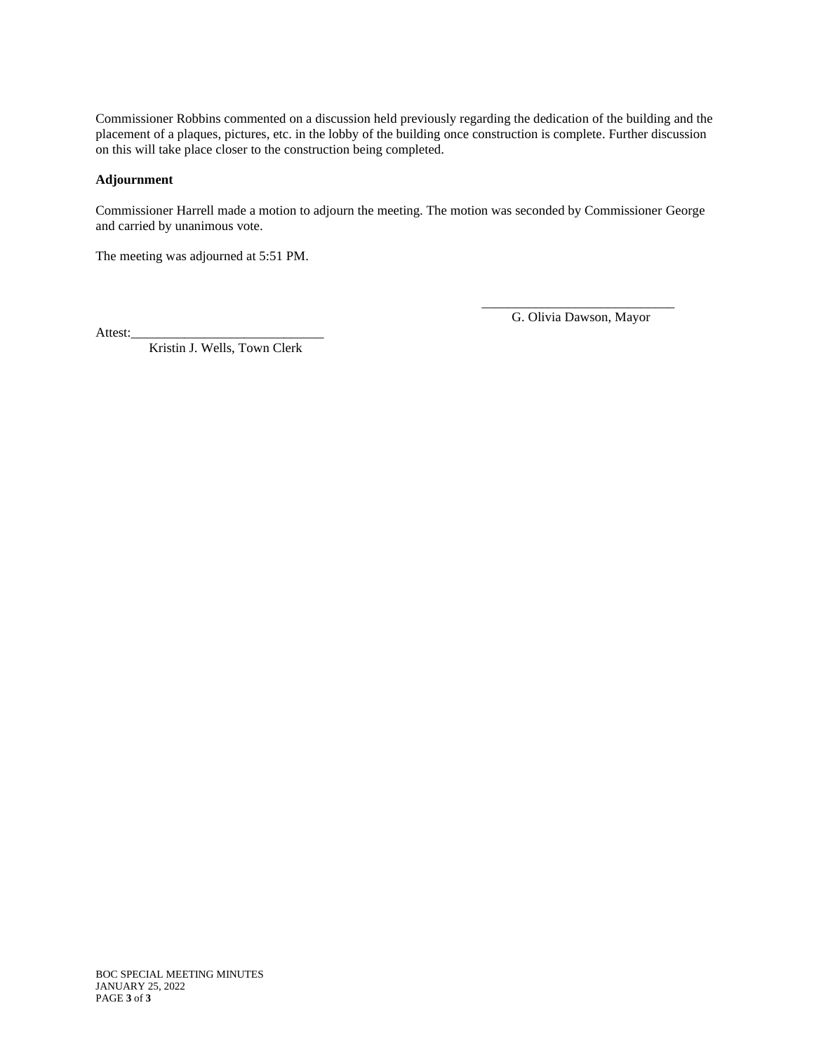Commissioner Robbins commented on a discussion held previously regarding the dedication of the building and the placement of a plaques, pictures, etc. in the lobby of the building once construction is complete. Further discussion on this will take place closer to the construction being completed.

**Adjournment**

Commissioner Harrell made a motion to adjourn the meeting. The motion was seconded by Commissioner George and carried by unanimous vote.

The meeting was adjourned at 5:51 PM.

\_\_\_\_\_\_\_\_\_\_\_\_\_\_\_\_\_\_\_\_\_\_\_\_\_\_\_\_\_\_
G. Olivia Dawson, Mayor

Attest:\_\_\_\_\_\_\_\_\_\_\_\_\_\_\_\_\_\_\_\_\_\_\_\_\_\_\_\_\_\_
Kristin J. Wells, Town Clerk